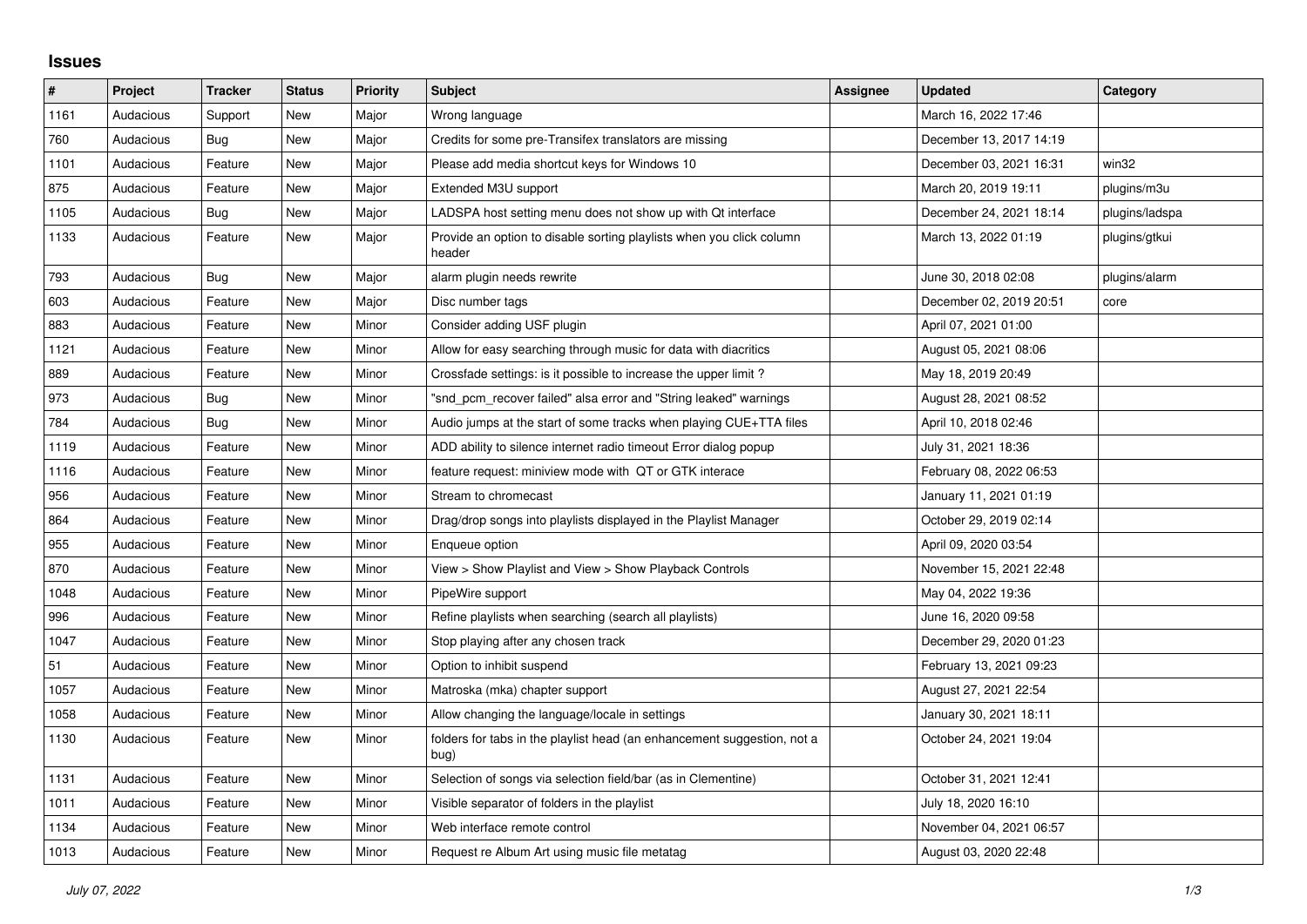## Issues

| # | Project | Tracker | Status | Priority | Subject | Assignee | Updated | Category |
|---|---|---|---|---|---|---|---|---|
| 1161 | Audacious | Support | New | Major | Wrong language | | March 16, 2022 17:46 | |
| 760 | Audacious | Bug | New | Major | Credits for some pre-Transifex translators are missing | | December 13, 2017 14:19 | |
| 1101 | Audacious | Feature | New | Major | Please add media shortcut keys for Windows 10 | | December 03, 2021 16:31 | win32 |
| 875 | Audacious | Feature | New | Major | Extended M3U support | | March 20, 2019 19:11 | plugins/m3u |
| 1105 | Audacious | Bug | New | Major | LADSPA host setting menu does not show up with Qt interface | | December 24, 2021 18:14 | plugins/ladspa |
| 1133 | Audacious | Feature | New | Major | Provide an option to disable sorting playlists when you click column header | | March 13, 2022 01:19 | plugins/gtkui |
| 793 | Audacious | Bug | New | Major | alarm plugin needs rewrite | | June 30, 2018 02:08 | plugins/alarm |
| 603 | Audacious | Feature | New | Major | Disc number tags | | December 02, 2019 20:51 | core |
| 883 | Audacious | Feature | New | Minor | Consider adding USF plugin | | April 07, 2021 01:00 | |
| 1121 | Audacious | Feature | New | Minor | Allow for easy searching through music for data with diacritics | | August 05, 2021 08:06 | |
| 889 | Audacious | Feature | New | Minor | Crossfade settings: is it possible to increase the upper limit ? | | May 18, 2019 20:49 | |
| 973 | Audacious | Bug | New | Minor | "snd_pcm_recover failed" alsa error and "String leaked" warnings | | August 28, 2021 08:52 | |
| 784 | Audacious | Bug | New | Minor | Audio jumps at the start of some tracks when playing CUE+TTA files | | April 10, 2018 02:46 | |
| 1119 | Audacious | Feature | New | Minor | ADD ability to silence internet radio timeout Error dialog popup | | July 31, 2021 18:36 | |
| 1116 | Audacious | Feature | New | Minor | feature request: miniview mode with QT or GTK interace | | February 08, 2022 06:53 | |
| 956 | Audacious | Feature | New | Minor | Stream to chromecast | | January 11, 2021 01:19 | |
| 864 | Audacious | Feature | New | Minor | Drag/drop songs into playlists displayed in the Playlist Manager | | October 29, 2019 02:14 | |
| 955 | Audacious | Feature | New | Minor | Enqueue option | | April 09, 2020 03:54 | |
| 870 | Audacious | Feature | New | Minor | View > Show Playlist and View > Show Playback Controls | | November 15, 2021 22:48 | |
| 1048 | Audacious | Feature | New | Minor | PipeWire support | | May 04, 2022 19:36 | |
| 996 | Audacious | Feature | New | Minor | Refine playlists when searching (search all playlists) | | June 16, 2020 09:58 | |
| 1047 | Audacious | Feature | New | Minor | Stop playing after any chosen track | | December 29, 2020 01:23 | |
| 51 | Audacious | Feature | New | Minor | Option to inhibit suspend | | February 13, 2021 09:23 | |
| 1057 | Audacious | Feature | New | Minor | Matroska (mka) chapter support | | August 27, 2021 22:54 | |
| 1058 | Audacious | Feature | New | Minor | Allow changing the language/locale in settings | | January 30, 2021 18:11 | |
| 1130 | Audacious | Feature | New | Minor | folders for tabs in the playlist head (an enhancement suggestion, not a bug) | | October 24, 2021 19:04 | |
| 1131 | Audacious | Feature | New | Minor | Selection of songs via selection field/bar (as in Clementine) | | October 31, 2021 12:41 | |
| 1011 | Audacious | Feature | New | Minor | Visible separator of folders in the playlist | | July 18, 2020 16:10 | |
| 1134 | Audacious | Feature | New | Minor | Web interface remote control | | November 04, 2021 06:57 | |
| 1013 | Audacious | Feature | New | Minor | Request re Album Art using music file metatag | | August 03, 2020 22:48 | |

*July 07, 2022*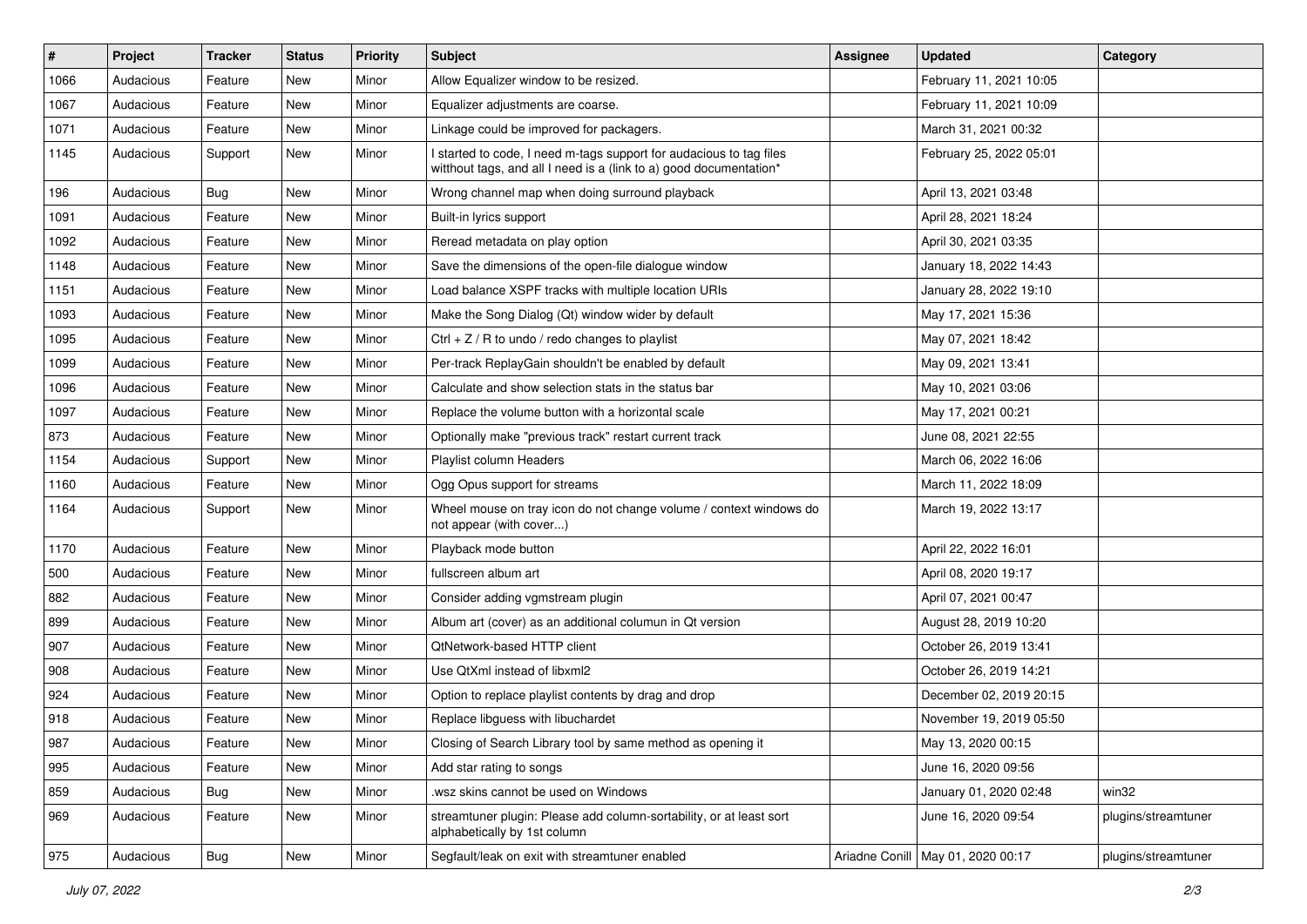| # | Project | Tracker | Status | Priority | Subject | Assignee | Updated | Category |
|---|---|---|---|---|---|---|---|---|
| 1066 | Audacious | Feature | New | Minor | Allow Equalizer window to be resized. | | February 11, 2021 10:05 | |
| 1067 | Audacious | Feature | New | Minor | Equalizer adjustments are coarse. | | February 11, 2021 10:09 | |
| 1071 | Audacious | Feature | New | Minor | Linkage could be improved for packagers. | | March 31, 2021 00:32 | |
| 1145 | Audacious | Support | New | Minor | I started to code, I need m-tags support for audacious to tag files witthout tags, and all I need is a (link to a) good documentation* | | February 25, 2022 05:01 | |
| 196 | Audacious | Bug | New | Minor | Wrong channel map when doing surround playback | | April 13, 2021 03:48 | |
| 1091 | Audacious | Feature | New | Minor | Built-in lyrics support | | April 28, 2021 18:24 | |
| 1092 | Audacious | Feature | New | Minor | Reread metadata on play option | | April 30, 2021 03:35 | |
| 1148 | Audacious | Feature | New | Minor | Save the dimensions of the open-file dialogue window | | January 18, 2022 14:43 | |
| 1151 | Audacious | Feature | New | Minor | Load balance XSPF tracks with multiple location URIs | | January 28, 2022 19:10 | |
| 1093 | Audacious | Feature | New | Minor | Make the Song Dialog (Qt) window wider by default | | May 17, 2021 15:36 | |
| 1095 | Audacious | Feature | New | Minor | Ctrl + Z / R to undo / redo changes to playlist | | May 07, 2021 18:42 | |
| 1099 | Audacious | Feature | New | Minor | Per-track ReplayGain shouldn't be enabled by default | | May 09, 2021 13:41 | |
| 1096 | Audacious | Feature | New | Minor | Calculate and show selection stats in the status bar | | May 10, 2021 03:06 | |
| 1097 | Audacious | Feature | New | Minor | Replace the volume button with a horizontal scale | | May 17, 2021 00:21 | |
| 873 | Audacious | Feature | New | Minor | Optionally make "previous track" restart current track | | June 08, 2021 22:55 | |
| 1154 | Audacious | Support | New | Minor | Playlist column Headers | | March 06, 2022 16:06 | |
| 1160 | Audacious | Feature | New | Minor | Ogg Opus support for streams | | March 11, 2022 18:09 | |
| 1164 | Audacious | Support | New | Minor | Wheel mouse on tray icon do not change volume / context windows do not appear (with cover...) | | March 19, 2022 13:17 | |
| 1170 | Audacious | Feature | New | Minor | Playback mode button | | April 22, 2022 16:01 | |
| 500 | Audacious | Feature | New | Minor | fullscreen album art | | April 08, 2020 19:17 | |
| 882 | Audacious | Feature | New | Minor | Consider adding vgmstream plugin | | April 07, 2021 00:47 | |
| 899 | Audacious | Feature | New | Minor | Album art (cover) as an additional columun in Qt version | | August 28, 2019 10:20 | |
| 907 | Audacious | Feature | New | Minor | QtNetwork-based HTTP client | | October 26, 2019 13:41 | |
| 908 | Audacious | Feature | New | Minor | Use QtXml instead of libxml2 | | October 26, 2019 14:21 | |
| 924 | Audacious | Feature | New | Minor | Option to replace playlist contents by drag and drop | | December 02, 2019 20:15 | |
| 918 | Audacious | Feature | New | Minor | Replace libguess with libuchardet | | November 19, 2019 05:50 | |
| 987 | Audacious | Feature | New | Minor | Closing of Search Library tool by same method as opening it | | May 13, 2020 00:15 | |
| 995 | Audacious | Feature | New | Minor | Add star rating to songs | | June 16, 2020 09:56 | |
| 859 | Audacious | Bug | New | Minor | .wsz skins cannot be used on Windows | | January 01, 2020 02:48 | win32 |
| 969 | Audacious | Feature | New | Minor | streamtuner plugin: Please add column-sortability, or at least sort alphabetically by 1st column | | June 16, 2020 09:54 | plugins/streamtuner |
| 975 | Audacious | Bug | New | Minor | Segfault/leak on exit with streamtuner enabled | Ariadne Conill | May 01, 2020 00:17 | plugins/streamtuner |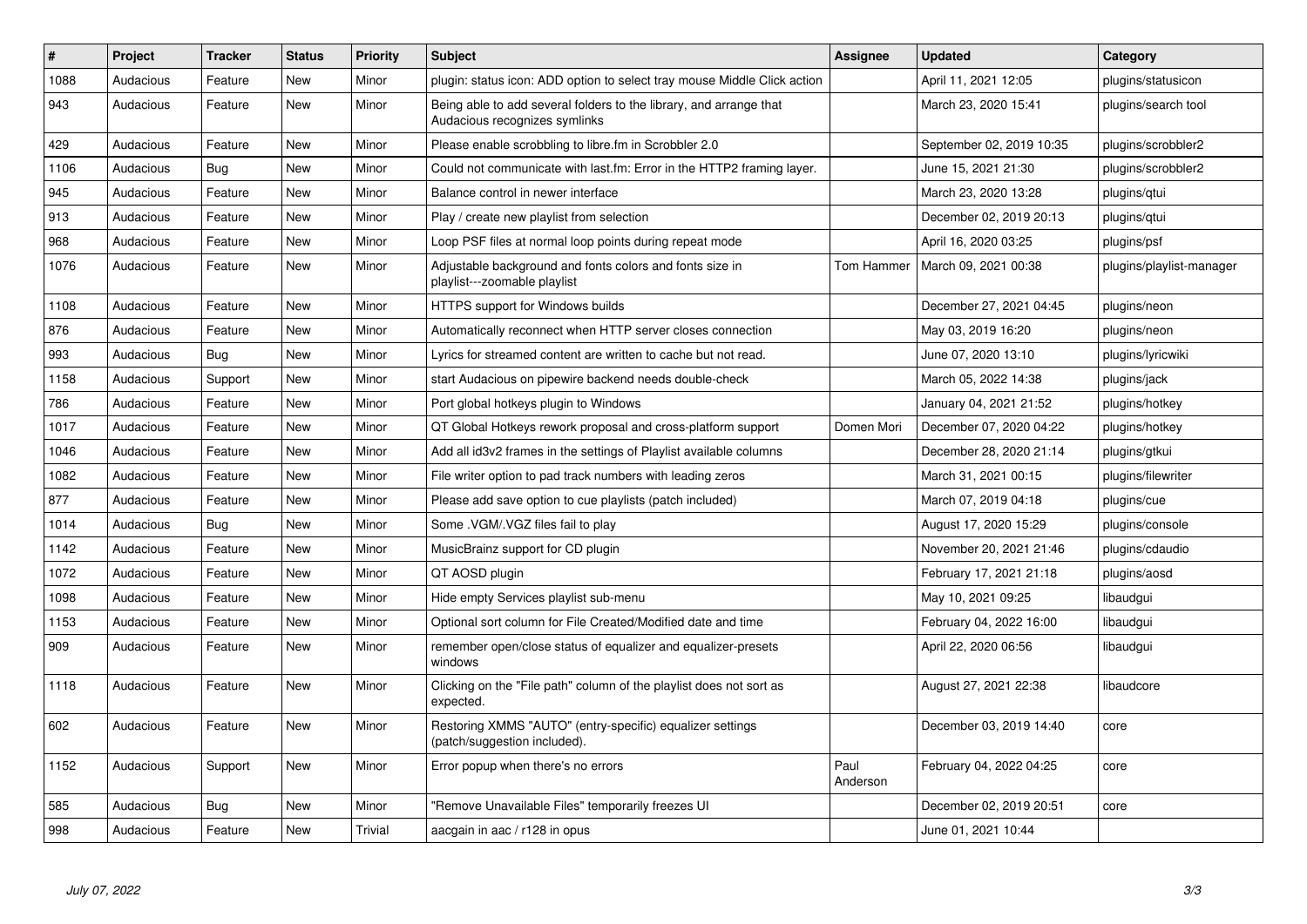| # | Project | Tracker | Status | Priority | Subject | Assignee | Updated | Category |
|---|---|---|---|---|---|---|---|---|
| 1088 | Audacious | Feature | New | Minor | plugin: status icon: ADD option to select tray mouse Middle Click action | | April 11, 2021 12:05 | plugins/statusicon |
| 943 | Audacious | Feature | New | Minor | Being able to add several folders to the library, and arrange that Audacious recognizes symlinks | | March 23, 2020 15:41 | plugins/search tool |
| 429 | Audacious | Feature | New | Minor | Please enable scrobbling to libre.fm in Scrobbler 2.0 | | September 02, 2019 10:35 | plugins/scrobbler2 |
| 1106 | Audacious | Bug | New | Minor | Could not communicate with last.fm: Error in the HTTP2 framing layer. | | June 15, 2021 21:30 | plugins/scrobbler2 |
| 945 | Audacious | Feature | New | Minor | Balance control in newer interface | | March 23, 2020 13:28 | plugins/qtui |
| 913 | Audacious | Feature | New | Minor | Play / create new playlist from selection | | December 02, 2019 20:13 | plugins/qtui |
| 968 | Audacious | Feature | New | Minor | Loop PSF files at normal loop points during repeat mode | | April 16, 2020 03:25 | plugins/psf |
| 1076 | Audacious | Feature | New | Minor | Adjustable background and fonts colors and fonts size in playlist---zoomable playlist | Tom Hammer | March 09, 2021 00:38 | plugins/playlist-manager |
| 1108 | Audacious | Feature | New | Minor | HTTPS support for Windows builds | | December 27, 2021 04:45 | plugins/neon |
| 876 | Audacious | Feature | New | Minor | Automatically reconnect when HTTP server closes connection | | May 03, 2019 16:20 | plugins/neon |
| 993 | Audacious | Bug | New | Minor | Lyrics for streamed content are written to cache but not read. | | June 07, 2020 13:10 | plugins/lyricwiki |
| 1158 | Audacious | Support | New | Minor | start Audacious on pipewire backend needs double-check | | March 05, 2022 14:38 | plugins/jack |
| 786 | Audacious | Feature | New | Minor | Port global hotkeys plugin to Windows | | January 04, 2021 21:52 | plugins/hotkey |
| 1017 | Audacious | Feature | New | Minor | QT Global Hotkeys rework proposal and cross-platform support | Domen Mori | December 07, 2020 04:22 | plugins/hotkey |
| 1046 | Audacious | Feature | New | Minor | Add all id3v2 frames in the settings of Playlist available columns | | December 28, 2020 21:14 | plugins/gtkui |
| 1082 | Audacious | Feature | New | Minor | File writer option to pad track numbers with leading zeros | | March 31, 2021 00:15 | plugins/filewriter |
| 877 | Audacious | Feature | New | Minor | Please add save option to cue playlists (patch included) | | March 07, 2019 04:18 | plugins/cue |
| 1014 | Audacious | Bug | New | Minor | Some .VGM/.VGZ files fail to play | | August 17, 2020 15:29 | plugins/console |
| 1142 | Audacious | Feature | New | Minor | MusicBrainz support for CD plugin | | November 20, 2021 21:46 | plugins/cdaudio |
| 1072 | Audacious | Feature | New | Minor | QT AOSD plugin | | February 17, 2021 21:18 | plugins/aosd |
| 1098 | Audacious | Feature | New | Minor | Hide empty Services playlist sub-menu | | May 10, 2021 09:25 | libaudgui |
| 1153 | Audacious | Feature | New | Minor | Optional sort column for File Created/Modified date and time | | February 04, 2022 16:00 | libaudgui |
| 909 | Audacious | Feature | New | Minor | remember open/close status of equalizer and equalizer-presets windows | | April 22, 2020 06:56 | libaudgui |
| 1118 | Audacious | Feature | New | Minor | Clicking on the "File path" column of the playlist does not sort as expected. | | August 27, 2021 22:38 | libaudcore |
| 602 | Audacious | Feature | New | Minor | Restoring XMMS "AUTO" (entry-specific) equalizer settings (patch/suggestion included). | | December 03, 2019 14:40 | core |
| 1152 | Audacious | Support | New | Minor | Error popup when there's no errors | Paul Anderson | February 04, 2022 04:25 | core |
| 585 | Audacious | Bug | New | Minor | "Remove Unavailable Files" temporarily freezes UI | | December 02, 2019 20:51 | core |
| 998 | Audacious | Feature | New | Trivial | aacgain in aac / r128 in opus | | June 01, 2021 10:44 | |

*July 07, 2022*